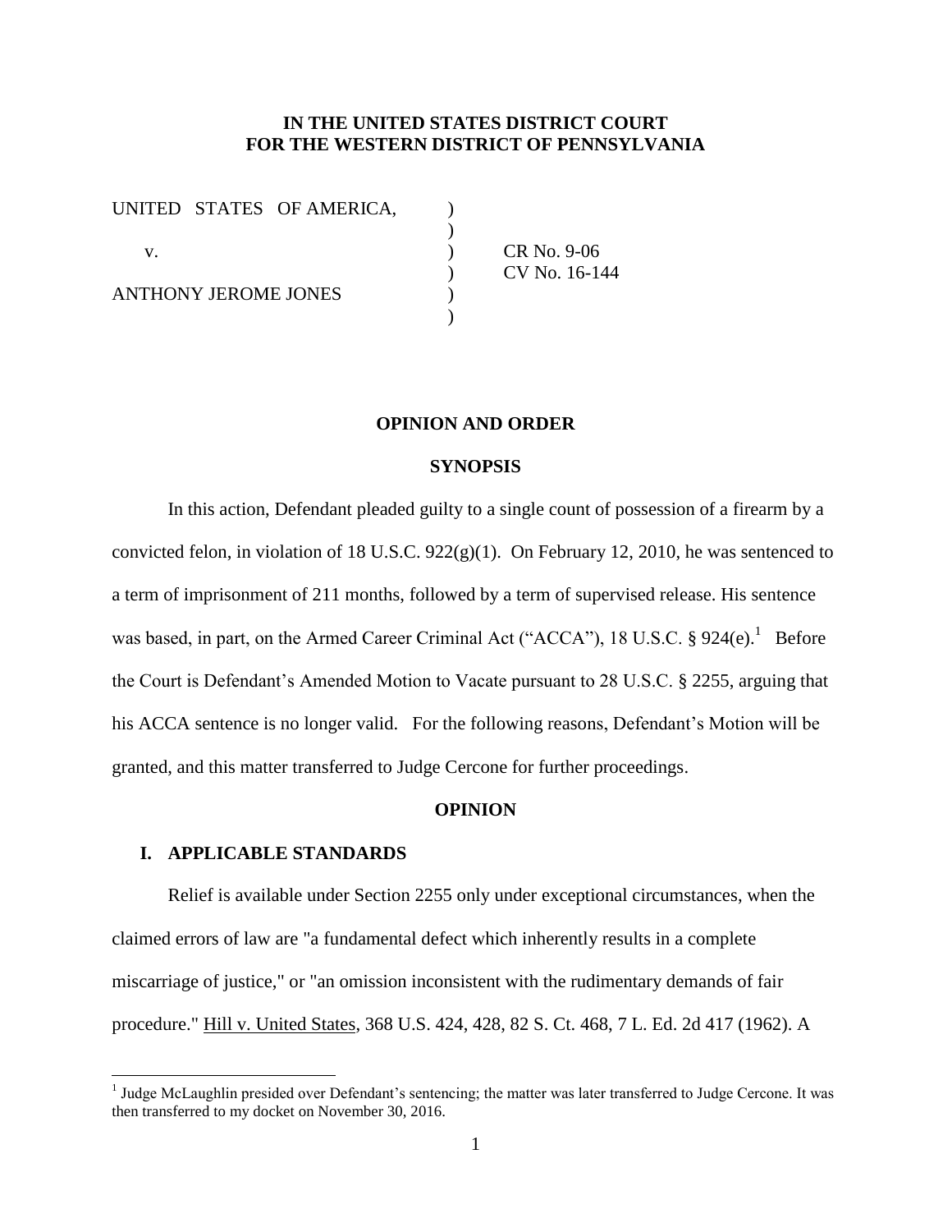**IN THE UNITED STATES DISTRICT COURT**
**FOR THE WESTERN DISTRICT OF PENNSYLVANIA**

UNITED STATES OF AMERICA, )
)
v. ) CR No. 9-06
) CV No. 16-144
ANTHONY JEROME JONES )
)

**OPINION AND ORDER**

**SYNOPSIS**

In this action, Defendant pleaded guilty to a single count of possession of a firearm by a convicted felon, in violation of 18 U.S.C. 922(g)(1). On February 12, 2010, he was sentenced to a term of imprisonment of 211 months, followed by a term of supervised release. His sentence was based, in part, on the Armed Career Criminal Act ("ACCA"), 18 U.S.C. § 924(e).[1] Before the Court is Defendant's Amended Motion to Vacate pursuant to 28 U.S.C. § 2255, arguing that his ACCA sentence is no longer valid. For the following reasons, Defendant's Motion will be granted, and this matter transferred to Judge Cercone for further proceedings.

**OPINION**

## I. APPLICABLE STANDARDS

Relief is available under Section 2255 only under exceptional circumstances, when the claimed errors of law are "a fundamental defect which inherently results in a complete miscarriage of justice," or "an omission inconsistent with the rudimentary demands of fair procedure." Hill v. United States, 368 U.S. 424, 428, 82 S. Ct. 468, 7 L. Ed. 2d 417 (1962). A

[1] Judge McLaughlin presided over Defendant's sentencing; the matter was later transferred to Judge Cercone. It was then transferred to my docket on November 30, 2016.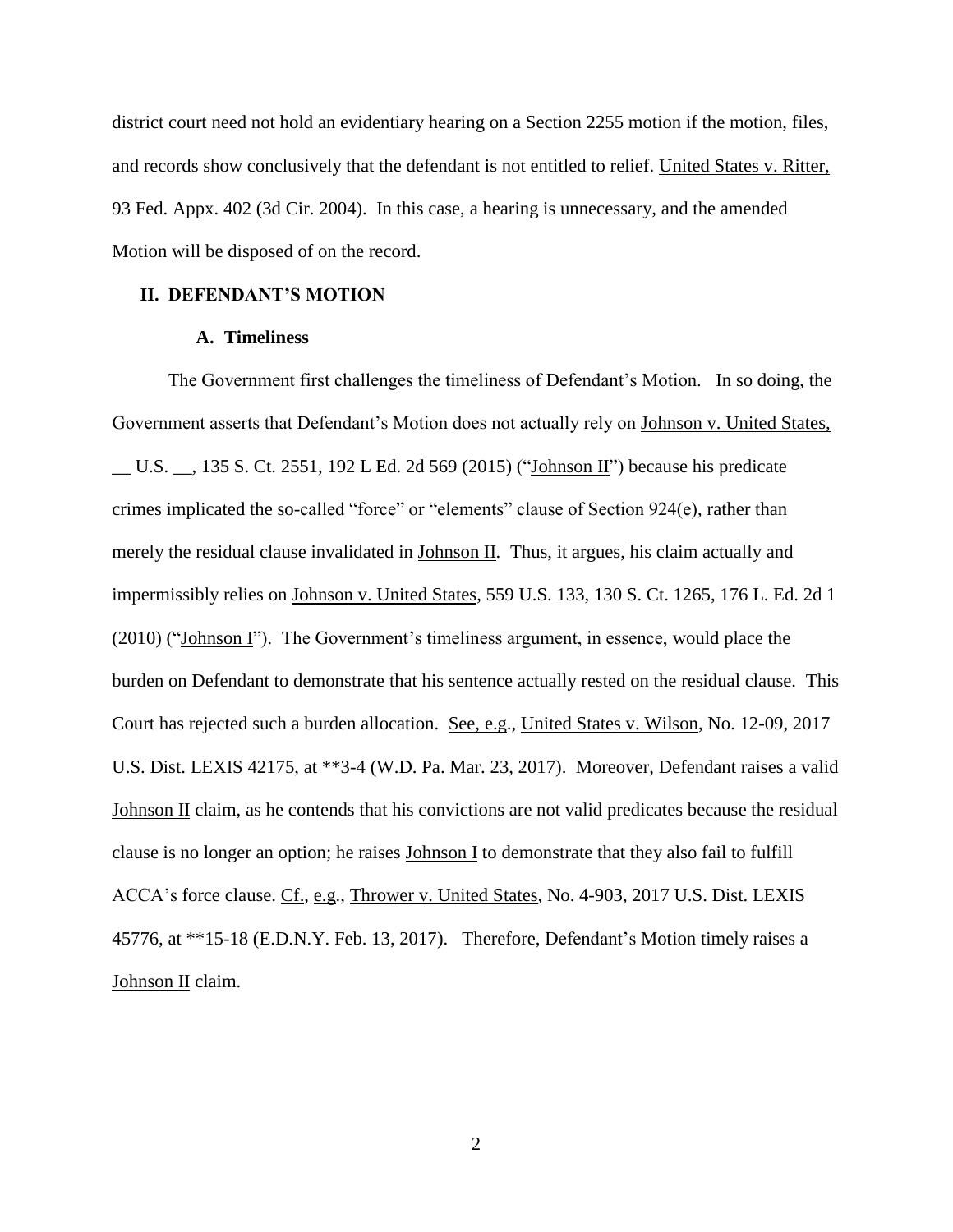district court need not hold an evidentiary hearing on a Section 2255 motion if the motion, files, and records show conclusively that the defendant is not entitled to relief. United States v. Ritter, 93 Fed. Appx. 402 (3d Cir. 2004). In this case, a hearing is unnecessary, and the amended Motion will be disposed of on the record.

## II. DEFENDANT'S MOTION

### A. Timeliness

The Government first challenges the timeliness of Defendant's Motion. In so doing, the Government asserts that Defendant's Motion does not actually rely on Johnson v. United States, __ U.S. __, 135 S. Ct. 2551, 192 L Ed. 2d 569 (2015) ("Johnson II") because his predicate crimes implicated the so-called "force" or "elements" clause of Section 924(e), rather than merely the residual clause invalidated in Johnson II. Thus, it argues, his claim actually and impermissibly relies on Johnson v. United States, 559 U.S. 133, 130 S. Ct. 1265, 176 L. Ed. 2d 1 (2010) ("Johnson I"). The Government's timeliness argument, in essence, would place the burden on Defendant to demonstrate that his sentence actually rested on the residual clause. This Court has rejected such a burden allocation. See, e.g., United States v. Wilson, No. 12-09, 2017 U.S. Dist. LEXIS 42175, at **3-4 (W.D. Pa. Mar. 23, 2017). Moreover, Defendant raises a valid Johnson II claim, as he contends that his convictions are not valid predicates because the residual clause is no longer an option; he raises Johnson I to demonstrate that they also fail to fulfill ACCA's force clause. Cf., e.g., Thrower v. United States, No. 4-903, 2017 U.S. Dist. LEXIS 45776, at **15-18 (E.D.N.Y. Feb. 13, 2017). Therefore, Defendant's Motion timely raises a Johnson II claim.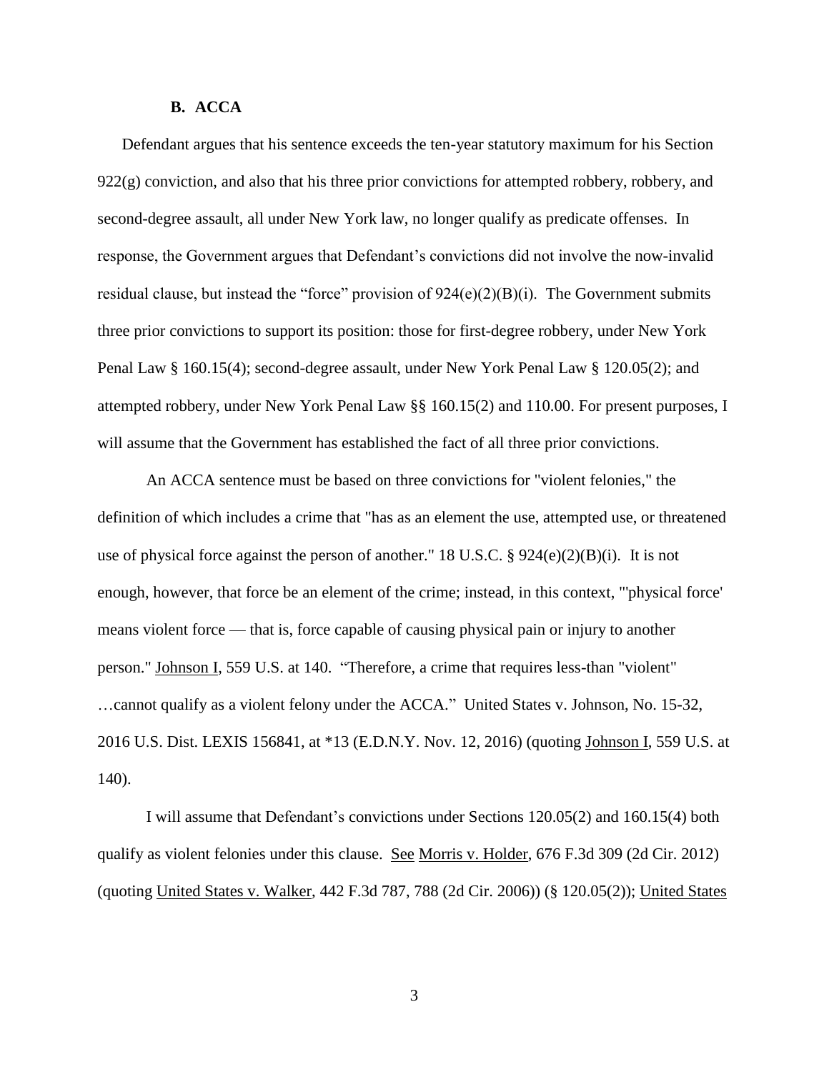### B. ACCA

Defendant argues that his sentence exceeds the ten-year statutory maximum for his Section 922(g) conviction, and also that his three prior convictions for attempted robbery, robbery, and second-degree assault, all under New York law, no longer qualify as predicate offenses. In response, the Government argues that Defendant's convictions did not involve the now-invalid residual clause, but instead the "force" provision of 924(e)(2)(B)(i). The Government submits three prior convictions to support its position: those for first-degree robbery, under New York Penal Law § 160.15(4); second-degree assault, under New York Penal Law § 120.05(2); and attempted robbery, under New York Penal Law §§ 160.15(2) and 110.00. For present purposes, I will assume that the Government has established the fact of all three prior convictions.

An ACCA sentence must be based on three convictions for "violent felonies," the definition of which includes a crime that "has as an element the use, attempted use, or threatened use of physical force against the person of another." 18 U.S.C. § 924(e)(2)(B)(i). It is not enough, however, that force be an element of the crime; instead, in this context, "'physical force' means violent force — that is, force capable of causing physical pain or injury to another person." Johnson I, 559 U.S. at 140. "Therefore, a crime that requires less-than "violent" …cannot qualify as a violent felony under the ACCA." United States v. Johnson, No. 15-32, 2016 U.S. Dist. LEXIS 156841, at *13 (E.D.N.Y. Nov. 12, 2016) (quoting Johnson I, 559 U.S. at 140).

I will assume that Defendant's convictions under Sections 120.05(2) and 160.15(4) both qualify as violent felonies under this clause. See Morris v. Holder, 676 F.3d 309 (2d Cir. 2012) (quoting United States v. Walker, 442 F.3d 787, 788 (2d Cir. 2006)) (§ 120.05(2)); United States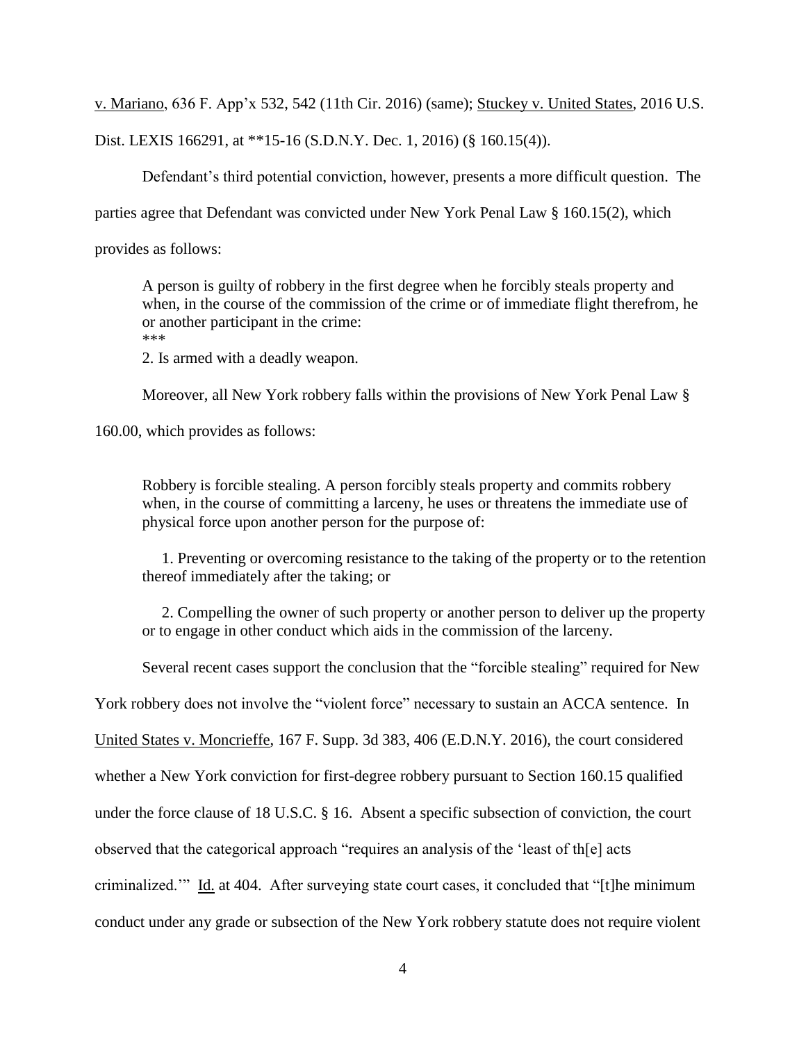v. Mariano, 636 F. App'x 532, 542 (11th Cir. 2016) (same); Stuckey v. United States, 2016 U.S. Dist. LEXIS 166291, at **15-16 (S.D.N.Y. Dec. 1, 2016) (§ 160.15(4)).

Defendant's third potential conviction, however, presents a more difficult question. The parties agree that Defendant was convicted under New York Penal Law § 160.15(2), which provides as follows:

> A person is guilty of robbery in the first degree when he forcibly steals property and when, in the course of the commission of the crime or of immediate flight therefrom, he or another participant in the crime:
> ***
> 2. Is armed with a deadly weapon.

Moreover, all New York robbery falls within the provisions of New York Penal Law § 160.00, which provides as follows:

> Robbery is forcible stealing. A person forcibly steals property and commits robbery when, in the course of committing a larceny, he uses or threatens the immediate use of physical force upon another person for the purpose of:
>
> 1. Preventing or overcoming resistance to the taking of the property or to the retention thereof immediately after the taking; or
>
> 2. Compelling the owner of such property or another person to deliver up the property or to engage in other conduct which aids in the commission of the larceny.

Several recent cases support the conclusion that the "forcible stealing" required for New York robbery does not involve the "violent force" necessary to sustain an ACCA sentence. In United States v. Moncrieffe, 167 F. Supp. 3d 383, 406 (E.D.N.Y. 2016), the court considered whether a New York conviction for first-degree robbery pursuant to Section 160.15 qualified under the force clause of 18 U.S.C. § 16. Absent a specific subsection of conviction, the court observed that the categorical approach "requires an analysis of the 'least of th[e] acts criminalized.'" Id. at 404. After surveying state court cases, it concluded that "[t]he minimum conduct under any grade or subsection of the New York robbery statute does not require violent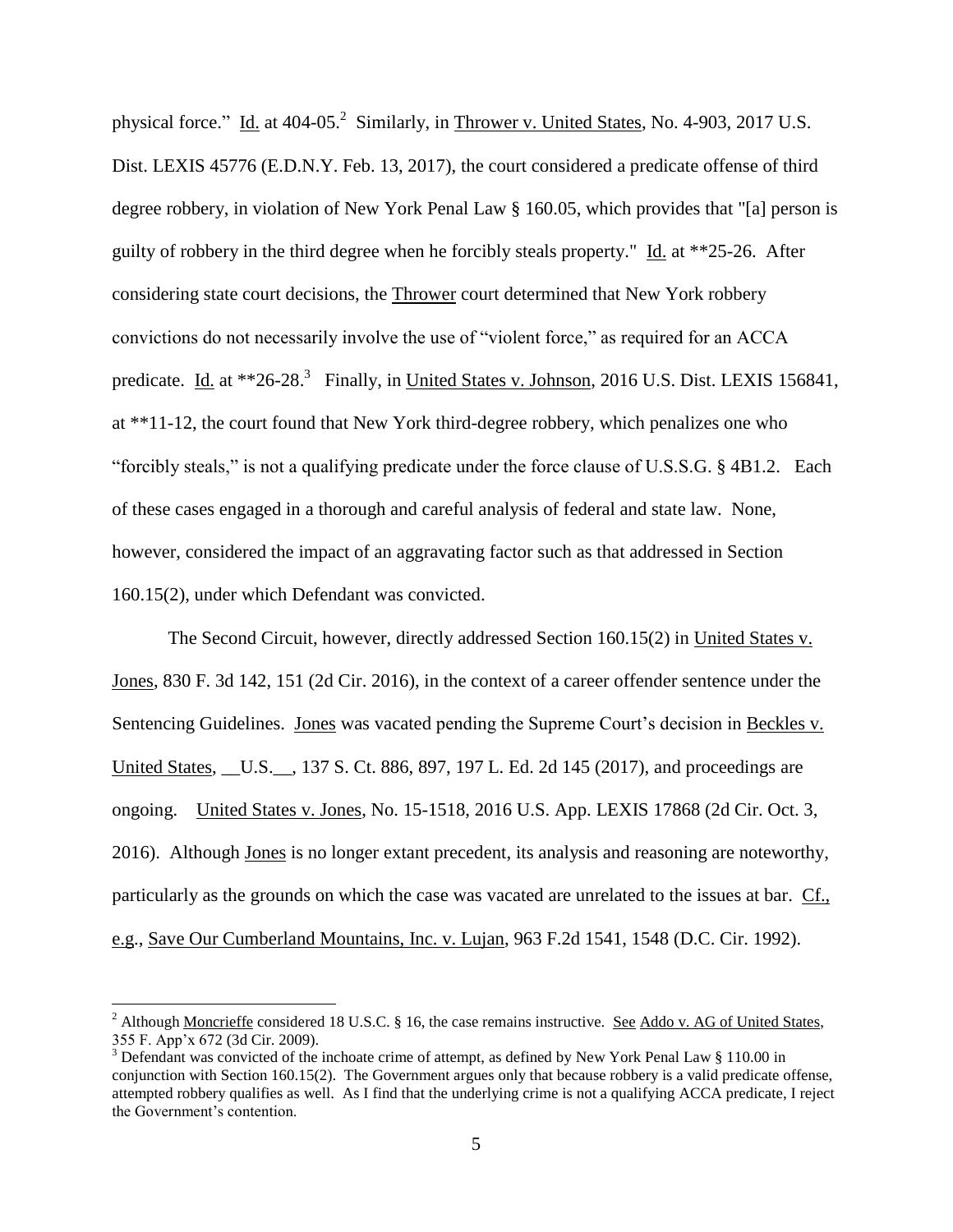physical force." Id. at 404-05.[2] Similarly, in Thrower v. United States, No. 4-903, 2017 U.S. Dist. LEXIS 45776 (E.D.N.Y. Feb. 13, 2017), the court considered a predicate offense of third degree robbery, in violation of New York Penal Law § 160.05, which provides that "[a] person is guilty of robbery in the third degree when he forcibly steals property." Id. at **25-26. After considering state court decisions, the Thrower court determined that New York robbery convictions do not necessarily involve the use of "violent force," as required for an ACCA predicate. Id. at **26-28.[3] Finally, in United States v. Johnson, 2016 U.S. Dist. LEXIS 156841, at **11-12, the court found that New York third-degree robbery, which penalizes one who "forcibly steals," is not a qualifying predicate under the force clause of U.S.S.G. § 4B1.2. Each of these cases engaged in a thorough and careful analysis of federal and state law. None, however, considered the impact of an aggravating factor such as that addressed in Section 160.15(2), under which Defendant was convicted.

The Second Circuit, however, directly addressed Section 160.15(2) in United States v. Jones, 830 F. 3d 142, 151 (2d Cir. 2016), in the context of a career offender sentence under the Sentencing Guidelines. Jones was vacated pending the Supreme Court's decision in Beckles v. United States, __U.S.__, 137 S. Ct. 886, 897, 197 L. Ed. 2d 145 (2017), and proceedings are ongoing. United States v. Jones, No. 15-1518, 2016 U.S. App. LEXIS 17868 (2d Cir. Oct. 3, 2016). Although Jones is no longer extant precedent, its analysis and reasoning are noteworthy, particularly as the grounds on which the case was vacated are unrelated to the issues at bar. Cf., e.g., Save Our Cumberland Mountains, Inc. v. Lujan, 963 F.2d 1541, 1548 (D.C. Cir. 1992).

---

[2] Although Moncrieffe considered 18 U.S.C. § 16, the case remains instructive. See Addo v. AG of United States, 355 F. App'x 672 (3d Cir. 2009).

[3] Defendant was convicted of the inchoate crime of attempt, as defined by New York Penal Law § 110.00 in conjunction with Section 160.15(2). The Government argues only that because robbery is a valid predicate offense, attempted robbery qualifies as well. As I find that the underlying crime is not a qualifying ACCA predicate, I reject the Government's contention.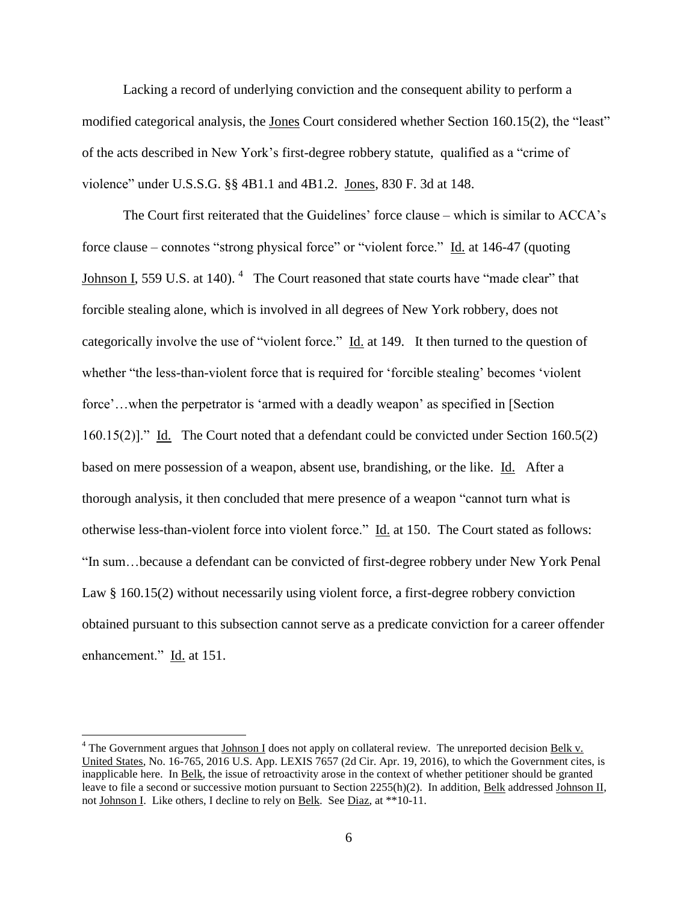Lacking a record of underlying conviction and the consequent ability to perform a modified categorical analysis, the Jones Court considered whether Section 160.15(2), the "least" of the acts described in New York's first-degree robbery statute, qualified as a "crime of violence" under U.S.S.G. §§ 4B1.1 and 4B1.2. Jones, 830 F. 3d at 148.

The Court first reiterated that the Guidelines' force clause – which is similar to ACCA's force clause – connotes "strong physical force" or "violent force." Id. at 146-47 (quoting Johnson I, 559 U.S. at 140).[4] The Court reasoned that state courts have "made clear" that forcible stealing alone, which is involved in all degrees of New York robbery, does not categorically involve the use of "violent force." Id. at 149. It then turned to the question of whether "the less-than-violent force that is required for 'forcible stealing' becomes 'violent force'…when the perpetrator is 'armed with a deadly weapon' as specified in [Section 160.15(2)]." Id. The Court noted that a defendant could be convicted under Section 160.5(2) based on mere possession of a weapon, absent use, brandishing, or the like. Id. After a thorough analysis, it then concluded that mere presence of a weapon "cannot turn what is otherwise less-than-violent force into violent force." Id. at 150. The Court stated as follows: "In sum…because a defendant can be convicted of first-degree robbery under New York Penal Law § 160.15(2) without necessarily using violent force, a first-degree robbery conviction obtained pursuant to this subsection cannot serve as a predicate conviction for a career offender enhancement." Id. at 151.

---

[4] The Government argues that Johnson I does not apply on collateral review. The unreported decision Belk v. United States, No. 16-765, 2016 U.S. App. LEXIS 7657 (2d Cir. Apr. 19, 2016), to which the Government cites, is inapplicable here. In Belk, the issue of retroactivity arose in the context of whether petitioner should be granted leave to file a second or successive motion pursuant to Section 2255(h)(2). In addition, Belk addressed Johnson II, not Johnson I. Like others, I decline to rely on Belk. See Diaz, at **10-11.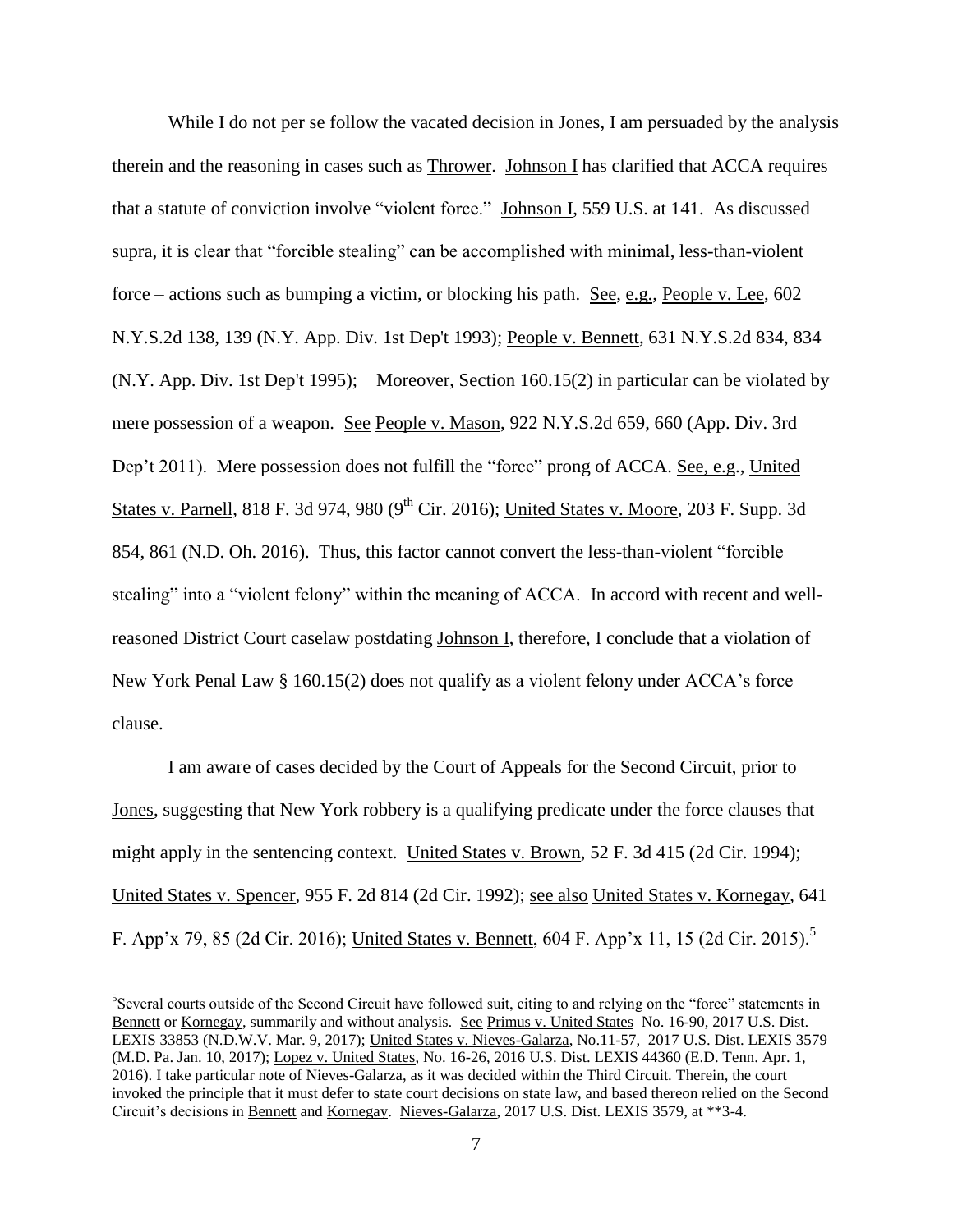While I do not per se follow the vacated decision in Jones, I am persuaded by the analysis therein and the reasoning in cases such as Thrower. Johnson I has clarified that ACCA requires that a statute of conviction involve "violent force." Johnson I, 559 U.S. at 141. As discussed supra, it is clear that "forcible stealing" can be accomplished with minimal, less-than-violent force – actions such as bumping a victim, or blocking his path. See, e.g., People v. Lee, 602 N.Y.S.2d 138, 139 (N.Y. App. Div. 1st Dep't 1993); People v. Bennett, 631 N.Y.S.2d 834, 834 (N.Y. App. Div. 1st Dep't 1995); Moreover, Section 160.15(2) in particular can be violated by mere possession of a weapon. See People v. Mason, 922 N.Y.S.2d 659, 660 (App. Div. 3rd Dep't 2011). Mere possession does not fulfill the "force" prong of ACCA. See, e.g., United States v. Parnell, 818 F. 3d 974, 980 (9th Cir. 2016); United States v. Moore, 203 F. Supp. 3d 854, 861 (N.D. Oh. 2016). Thus, this factor cannot convert the less-than-violent "forcible stealing" into a "violent felony" within the meaning of ACCA. In accord with recent and well-reasoned District Court caselaw postdating Johnson I, therefore, I conclude that a violation of New York Penal Law § 160.15(2) does not qualify as a violent felony under ACCA's force clause.

I am aware of cases decided by the Court of Appeals for the Second Circuit, prior to Jones, suggesting that New York robbery is a qualifying predicate under the force clauses that might apply in the sentencing context. United States v. Brown, 52 F. 3d 415 (2d Cir. 1994); United States v. Spencer, 955 F. 2d 814 (2d Cir. 1992); see also United States v. Kornegay, 641 F. App'x 79, 85 (2d Cir. 2016); United States v. Bennett, 604 F. App'x 11, 15 (2d Cir. 2015).[5]

---

[5] Several courts outside of the Second Circuit have followed suit, citing to and relying on the "force" statements in Bennett or Kornegay, summarily and without analysis. See Primus v. United States No. 16-90, 2017 U.S. Dist. LEXIS 33853 (N.D.W.V. Mar. 9, 2017); United States v. Nieves-Galarza, No.11-57, 2017 U.S. Dist. LEXIS 3579 (M.D. Pa. Jan. 10, 2017); Lopez v. United States, No. 16-26, 2016 U.S. Dist. LEXIS 44360 (E.D. Tenn. Apr. 1, 2016). I take particular note of Nieves-Galarza, as it was decided within the Third Circuit. Therein, the court invoked the principle that it must defer to state court decisions on state law, and based thereon relied on the Second Circuit's decisions in Bennett and Kornegay. Nieves-Galarza, 2017 U.S. Dist. LEXIS 3579, at **3-4.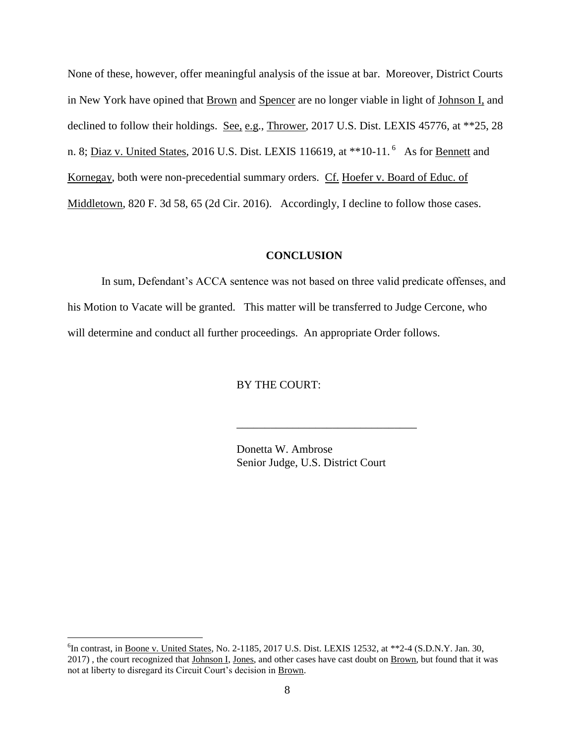None of these, however, offer meaningful analysis of the issue at bar. Moreover, District Courts in New York have opined that Brown and Spencer are no longer viable in light of Johnson I, and declined to follow their holdings. See, e.g., Thrower, 2017 U.S. Dist. LEXIS 45776, at **25, 28 n. 8; Diaz v. United States, 2016 U.S. Dist. LEXIS 116619, at **10-11.[6] As for Bennett and Kornegay, both were non-precedential summary orders. Cf. Hoefer v. Board of Educ. of Middletown, 820 F. 3d 58, 65 (2d Cir. 2016). Accordingly, I decline to follow those cases.

## CONCLUSION

In sum, Defendant's ACCA sentence was not based on three valid predicate offenses, and his Motion to Vacate will be granted. This matter will be transferred to Judge Cercone, who will determine and conduct all further proceedings. An appropriate Order follows.

BY THE COURT:

\_\_\_\_\_\_\_\_\_\_\_\_\_\_\_\_\_\_\_\_\_\_\_\_\_\_\_\_\_\_\_\_

Donetta W. Ambrose
Senior Judge, U.S. District Court

---

[6]In contrast, in Boone v. United States, No. 2-1185, 2017 U.S. Dist. LEXIS 12532, at **2-4 (S.D.N.Y. Jan. 30, 2017) , the court recognized that Johnson I, Jones, and other cases have cast doubt on Brown, but found that it was not at liberty to disregard its Circuit Court's decision in Brown.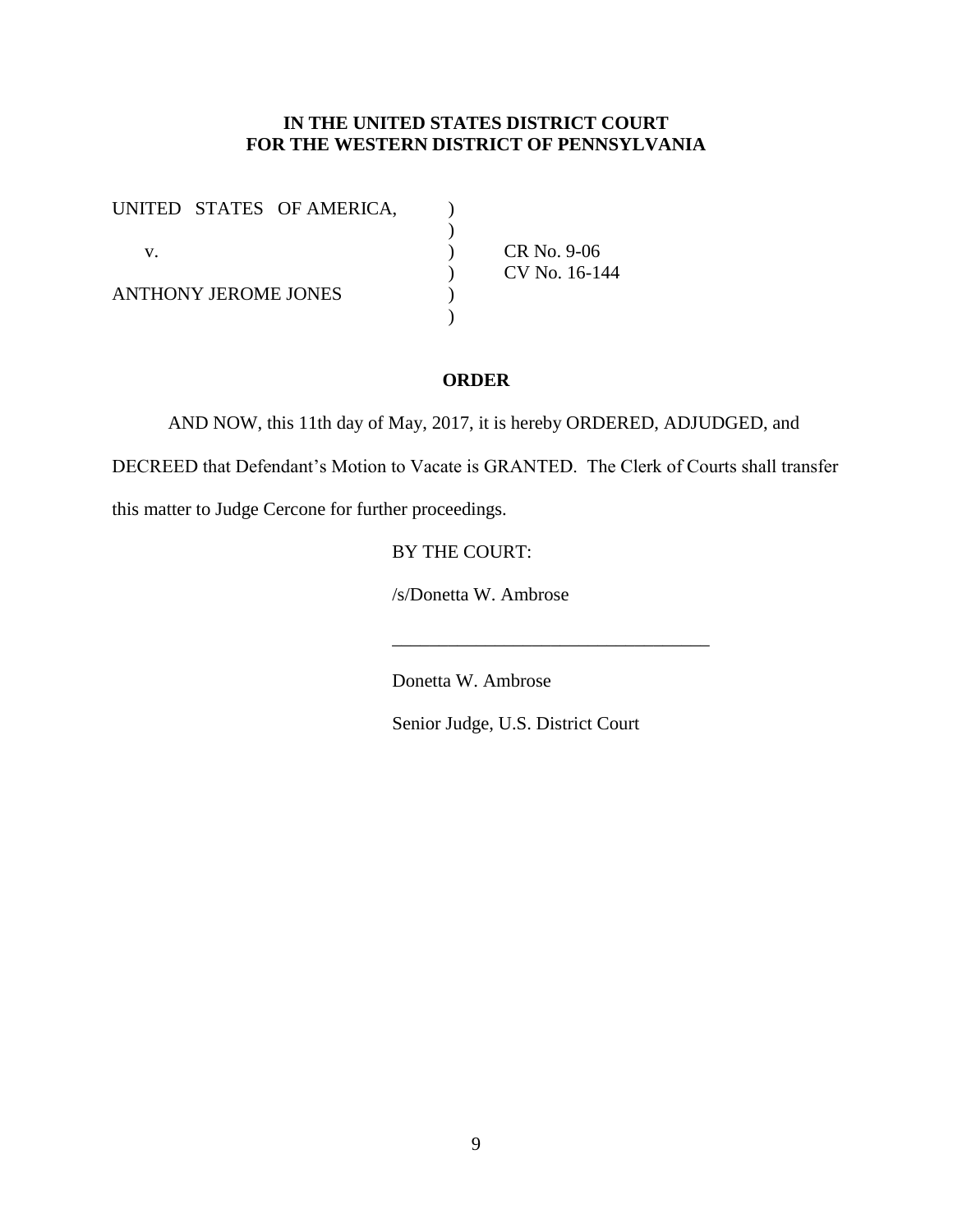**IN THE UNITED STATES DISTRICT COURT**
**FOR THE WESTERN DISTRICT OF PENNSYLVANIA**

| | | |
|---|---|---|
| UNITED STATES OF AMERICA, | ) | |
| | ) | |
| v. | ) | CR No. 9-06 |
| | ) | CV No. 16-144 |
| ANTHONY JEROME JONES | ) | |
| | ) | |

**ORDER**

AND NOW, this 11th day of May, 2017, it is hereby ORDERED, ADJUDGED, and DECREED that Defendant's Motion to Vacate is GRANTED. The Clerk of Courts shall transfer this matter to Judge Cercone for further proceedings.

BY THE COURT:

/s/Donetta W. Ambrose

\_\_\_\_\_\_\_\_\_\_\_\_\_\_\_\_\_\_\_\_\_\_\_\_\_\_\_\_\_\_\_\_\_\_

Donetta W. Ambrose

Senior Judge, U.S. District Court